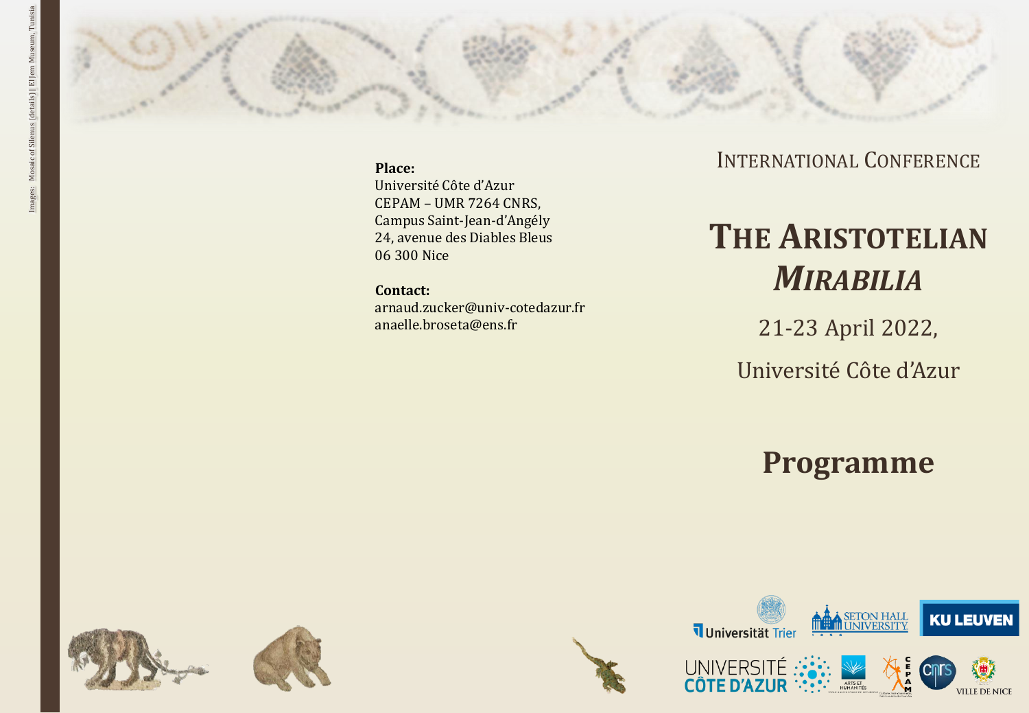Images: Mosaic of Silenus (details) | El Jem Museum, Tunisia

**Place:**
Université Côte d'Azur
CEPAM – UMR 7264 CNRS,
Campus Saint-Jean-d'Angély
24, avenue des Diables Bleus
06 300 Nice

**Contact:**
arnaud.zucker@univ-cotedazur.fr
anaelle.broseta@ens.fr

INTERNATIONAL CONFERENCE

# THE ARISTOTELIAN *MIRABILIA*

21-23 April 2022,

Université Côte d'Azur

# Programme

Universität Trier
Seton Hall University
KU Leuven
Université Côte d'Azur
Arts et Humanités
CEPAM
CNRS
Ville de Nice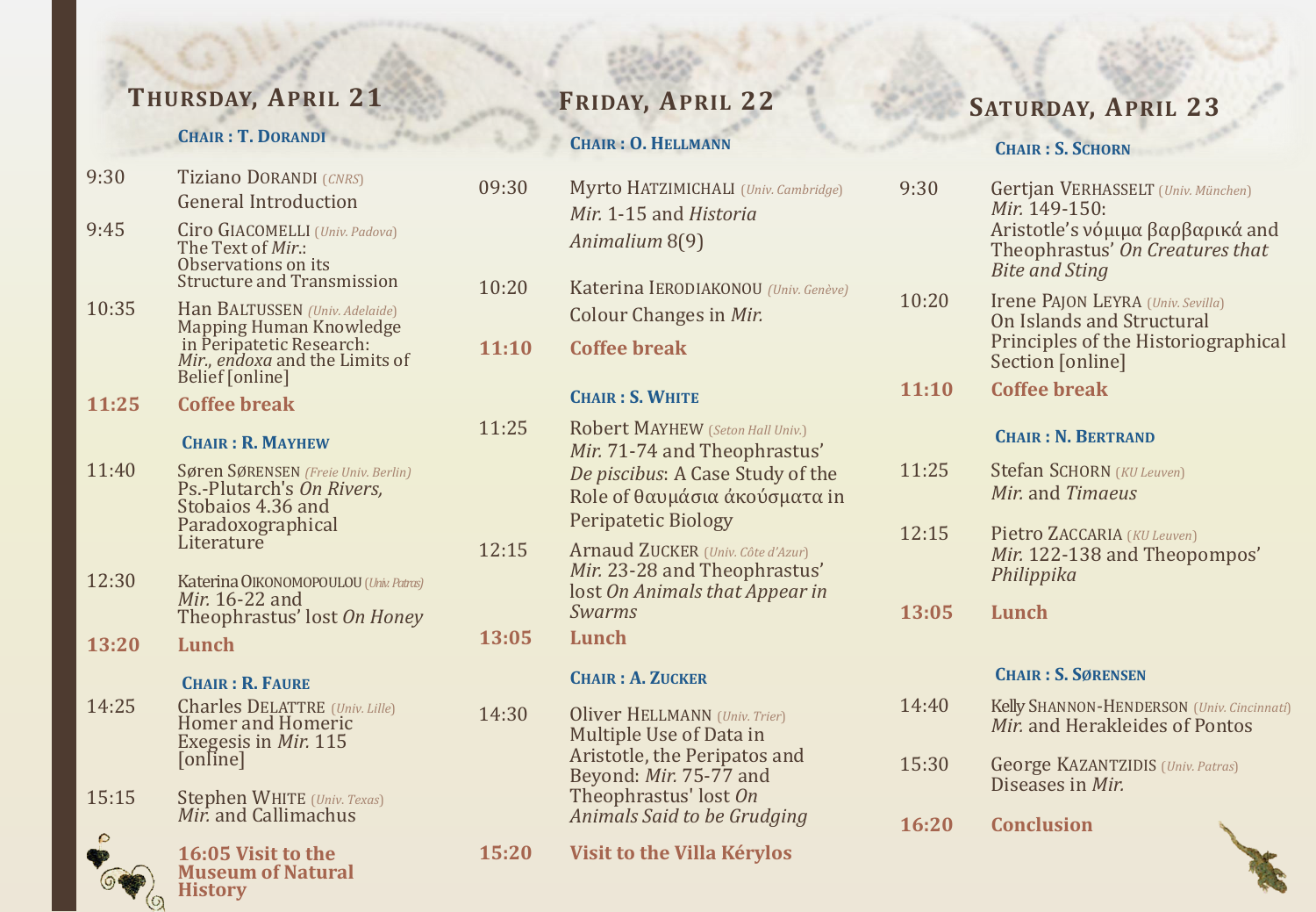## Thursday, April 21

**Chair : T. Dorandi**

9:30 Tiziano Dorandi (*CNRS*)
General Introduction

9:45 Ciro Giacomelli (*Univ. Padova*)
The Text of *Mir.*: Observations on its Structure and Transmission

10:35 Han Baltussen (*Univ. Adelaide*)
Mapping Human Knowledge in Peripatetic Research: *Mir.*, *endoxa* and the Limits of Belief [online]

**11:25 Coffee break**

**Chair : R. Mayhew**

11:40 Søren Sørensen (*Freie Univ. Berlin*)
Ps.-Plutarch's *On Rivers*, Stobaios 4.36 and Paradoxographical Literature

12:30 Katerina Oikonomopoulou (*Univ. Patras*)
*Mir.* 16-22 and Theophrastus' lost *On Honey*

**13:20 Lunch**

**Chair : R. Faure**

14:25 Charles Delattre (*Univ. Lille*)
Homer and Homeric Exegesis in *Mir.* 115 [online]

15:15 Stephen White (*Univ. Texas*)
*Mir.* and Callimachus

**16:05 Visit to the Museum of Natural History**

## Friday, April 22

**Chair : O. Hellmann**

09:30 Myrto Hatzimichali (*Univ. Cambridge*)
*Mir.* 1-15 and *Historia Animalium* 8(9)

10:20 Katerina Ierodiakonou (*Univ. Genève*)
Colour Changes in *Mir.*

**11:10 Coffee break**

**Chair : S. White**

11:25 Robert Mayhew (*Seton Hall Univ.*)
*Mir.* 71-74 and Theophrastus' *De piscibus*: A Case Study of the Role of θαυμάσια ἀκούσματα in Peripatetic Biology

12:15 Arnaud Zucker (*Univ. Côte d'Azur*)
*Mir.* 23-28 and Theophrastus' lost *On Animals that Appear in Swarms*

**13:05 Lunch**

**Chair : A. Zucker**

14:30 Oliver Hellmann (*Univ. Trier*)
Multiple Use of Data in Aristotle, the Peripatos and Beyond: *Mir.* 75-77 and Theophrastus' lost *On Animals Said to be Grudging*

**15:20 Visit to the Villa Kérylos**

## Saturday, April 23

**Chair : S. Schorn**

9:30 Gertjan Verhasselt (*Univ. München*)
*Mir.* 149-150: Aristotle's νόμιμα βαρβαρικά and Theophrastus' *On Creatures that Bite and Sting*

10:20 Irene Pajon Leyra (*Univ. Sevilla*)
On Islands and Structural Principles of the Historiographical Section [online]

**11:10 Coffee break**

**Chair : N. Bertrand**

11:25 Stefan Schorn (*KU Leuven*)
*Mir.* and *Timaeus*

12:15 Pietro Zaccaria (*KU Leuven*)
*Mir.* 122-138 and Theopompos' *Philippika*

**13:05 Lunch**

**Chair : S. Sørensen**

14:40 Kelly Shannon-Henderson (*Univ. Cincinnati*)
*Mir.* and Herakleides of Pontos

15:30 George Kazantzidis (*Univ. Patras*)
Diseases in *Mir.*

**16:20 Conclusion**